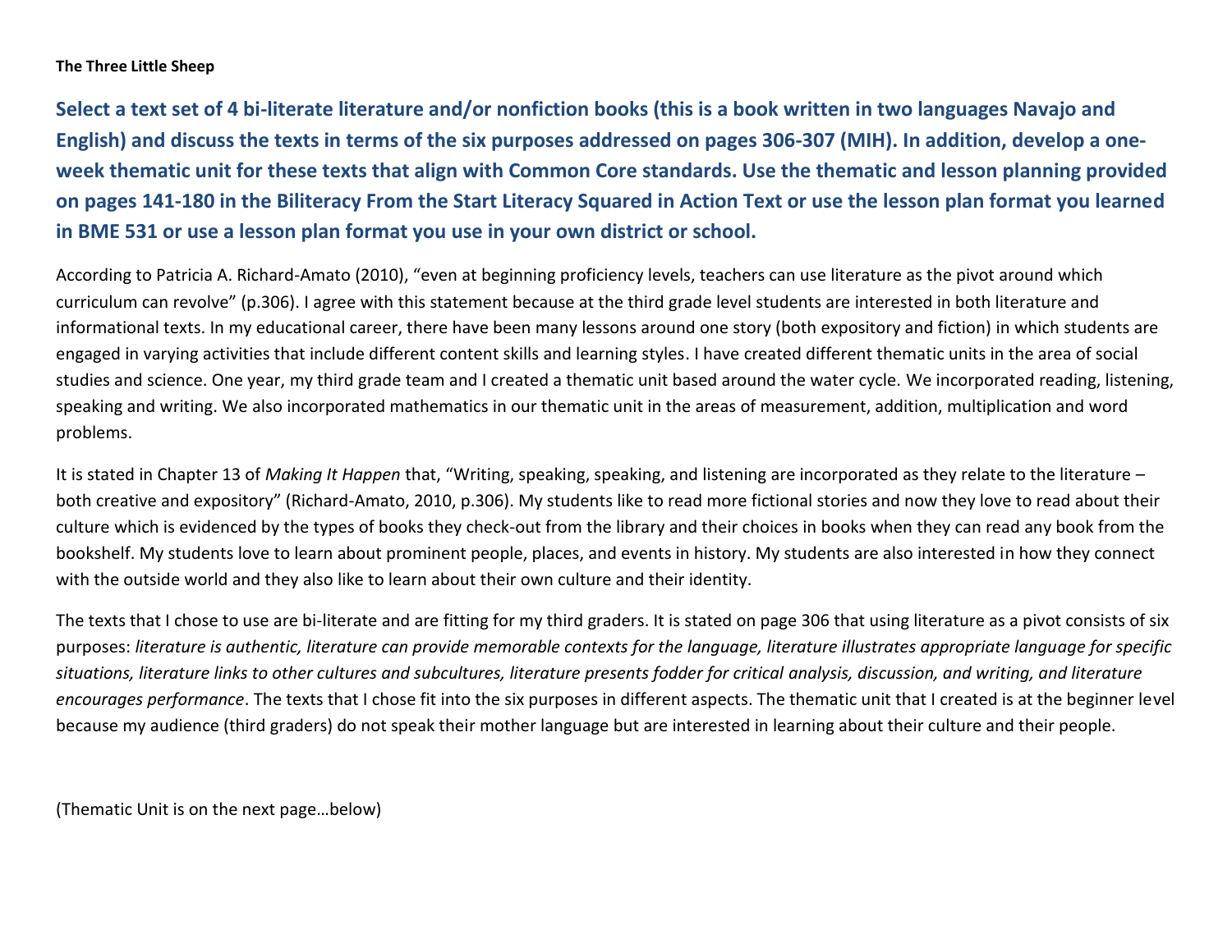**The Three Little Sheep**

## Select a text set of 4 bi-literate literature and/or nonfiction books (this is a book written in two languages Navajo and English) and discuss the texts in terms of the six purposes addressed on pages 306-307 (MIH). In addition, develop a one-week thematic unit for these texts that align with Common Core standards. Use the thematic and lesson planning provided on pages 141-180 in the Biliteracy From the Start Literacy Squared in Action Text or use the lesson plan format you learned in BME 531 or use a lesson plan format you use in your own district or school.

According to Patricia A. Richard-Amato (2010), "even at beginning proficiency levels, teachers can use literature as the pivot around which curriculum can revolve" (p.306). I agree with this statement because at the third grade level students are interested in both literature and informational texts. In my educational career, there have been many lessons around one story (both expository and fiction) in which students are engaged in varying activities that include different content skills and learning styles. I have created different thematic units in the area of social studies and science. One year, my third grade team and I created a thematic unit based around the water cycle. We incorporated reading, listening, speaking and writing. We also incorporated mathematics in our thematic unit in the areas of measurement, addition, multiplication and word problems.

It is stated in Chapter 13 of *Making It Happen* that, "Writing, speaking, speaking, and listening are incorporated as they relate to the literature – both creative and expository" (Richard-Amato, 2010, p.306). My students like to read more fictional stories and now they love to read about their culture which is evidenced by the types of books they check-out from the library and their choices in books when they can read any book from the bookshelf. My students love to learn about prominent people, places, and events in history. My students are also interested in how they connect with the outside world and they also like to learn about their own culture and their identity.

The texts that I chose to use are bi-literate and are fitting for my third graders. It is stated on page 306 that using literature as a pivot consists of six purposes: *literature is authentic, literature can provide memorable contexts for the language, literature illustrates appropriate language for specific situations, literature links to other cultures and subcultures, literature presents fodder for critical analysis, discussion, and writing, and literature encourages performance*. The texts that I chose fit into the six purposes in different aspects. The thematic unit that I created is at the beginner level because my audience (third graders) do not speak their mother language but are interested in learning about their culture and their people.

(Thematic Unit is on the next page…below)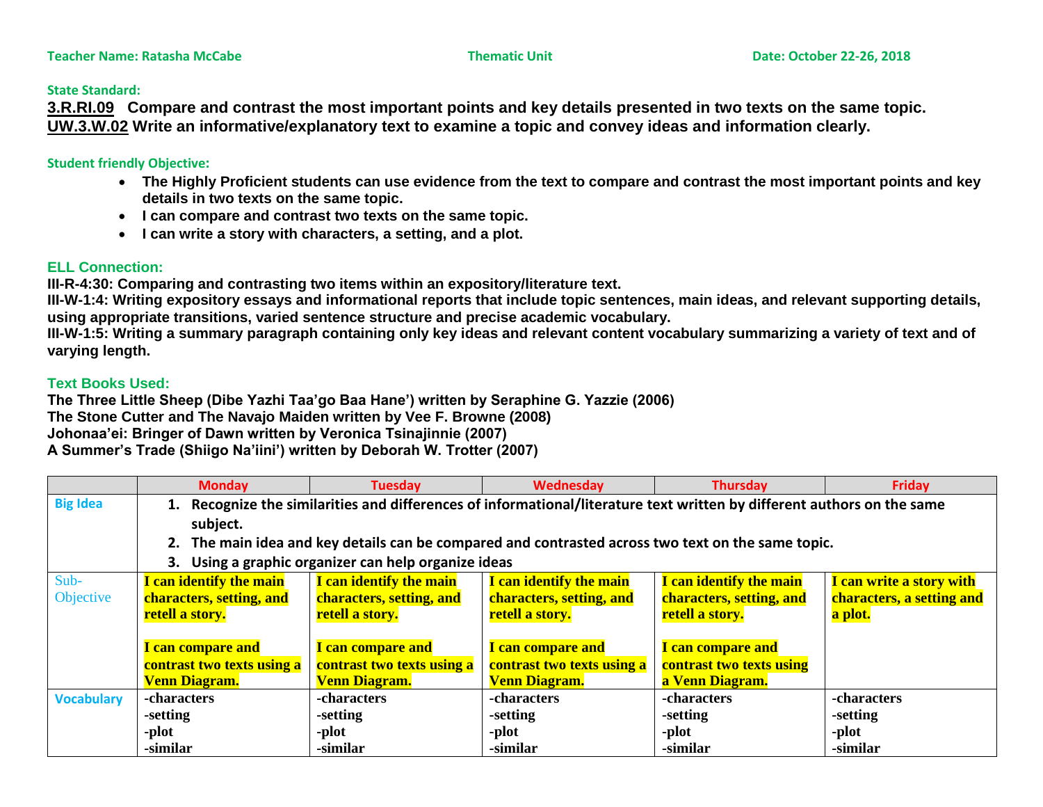**Teacher Name: Ratasha McCabe** **Thematic Unit** **Date: October 22-26, 2018**

**State Standard:**

**3.R.RI.09** **Compare and contrast the most important points and key details presented in two texts on the same topic.**
**UW.3.W.02** **Write an informative/explanatory text to examine a topic and convey ideas and information clearly.**

**Student friendly Objective:**

- **The Highly Proficient students can use evidence from the text to compare and contrast the most important points and key details in two texts on the same topic.**
- **I can compare and contrast two texts on the same topic.**
- **I can write a story with characters, a setting, and a plot.**

**ELL Connection:**

**III-R-4:30: Comparing and contrasting two items within an expository/literature text.**
**III-W-1:4: Writing expository essays and informational reports that include topic sentences, main ideas, and relevant supporting details, using appropriate transitions, varied sentence structure and precise academic vocabulary.**
**III-W-1:5: Writing a summary paragraph containing only key ideas and relevant content vocabulary summarizing a variety of text and of varying length.**

**Text Books Used:**

**The Three Little Sheep (Dibe Yazhi Taa'go Baa Hane') written by Seraphine G. Yazzie (2006)**
**The Stone Cutter and The Navajo Maiden written by Vee F. Browne (2008)**
**Johonaa'ei: Bringer of Dawn written by Veronica Tsinajinnie (2007)**
**A Summer's Trade (Shiigo Na'iini') written by Deborah W. Trotter (2007)**

| | Monday | Tuesday | Wednesday | Thursday | Friday |
|---|---|---|---|---|---|
| **Big Idea** | 1. Recognize the similarities and differences of informational/literature text written by different authors on the same subject.<br>2. The main idea and key details can be compared and contrasted across two text on the same topic.<br>3. Using a graphic organizer can help organize ideas | | | | |
| Sub-Objective | **I can identify the main characters, setting, and retell a story.**<br><br>**I can compare and contrast two texts using a Venn Diagram.** | **I can identify the main characters, setting, and retell a story.**<br><br>**I can compare and contrast two texts using a Venn Diagram.** | **I can identify the main characters, setting, and retell a story.**<br><br>**I can compare and contrast two texts using a Venn Diagram.** | **I can identify the main characters, setting, and retell a story.**<br><br>**I can compare and contrast two texts using a Venn Diagram.** | **I can write a story with characters, a setting and a plot.** |
| **Vocabulary** | -characters<br>-setting<br>-plot<br>-similar | -characters<br>-setting<br>-plot<br>-similar | -characters<br>-setting<br>-plot<br>-similar | -characters<br>-setting<br>-plot<br>-similar | -characters<br>-setting<br>-plot<br>-similar |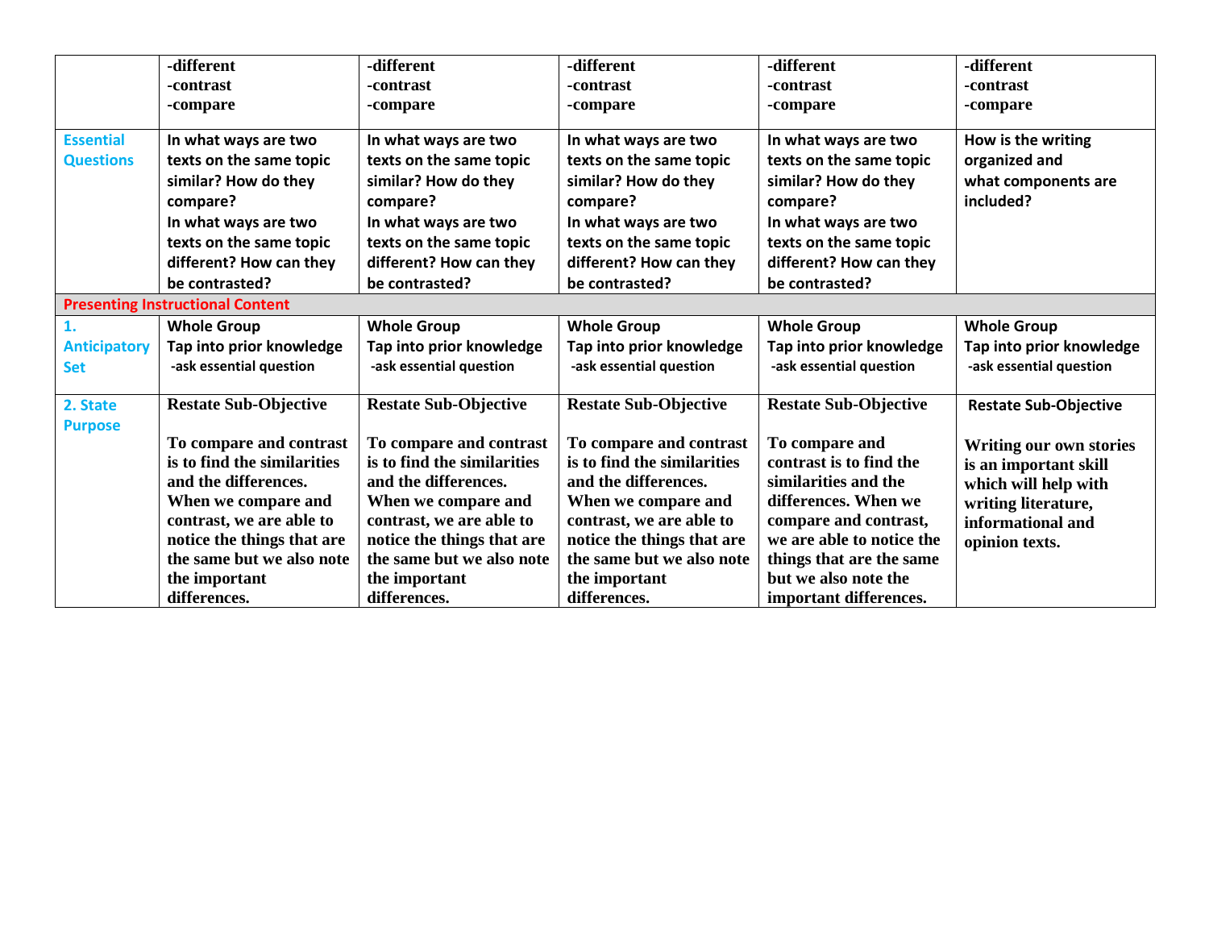| | | | | | |
|---|---|---|---|---|---|
| | -different<br>-contrast<br>-compare | -different<br>-contrast<br>-compare | -different<br>-contrast<br>-compare | -different<br>-contrast<br>-compare | -different<br>-contrast<br>-compare |
| Essential Questions | In what ways are two texts on the same topic similar? How do they compare?<br>In what ways are two texts on the same topic different? How can they be contrasted? | In what ways are two texts on the same topic similar? How do they compare?<br>In what ways are two texts on the same topic different? How can they be contrasted? | In what ways are two texts on the same topic similar? How do they compare?<br>In what ways are two texts on the same topic different? How can they be contrasted? | In what ways are two texts on the same topic similar? How do they compare?<br>In what ways are two texts on the same topic different? How can they be contrasted? | How is the writing organized and what components are included? |
| **Presenting Instructional Content** | | | | | |
| 1. Anticipatory Set | **Whole Group**<br>**Tap into prior knowledge**<br>-ask essential question | **Whole Group**<br>**Tap into prior knowledge**<br>-ask essential question | **Whole Group**<br>**Tap into prior knowledge**<br>-ask essential question | **Whole Group**<br>**Tap into prior knowledge**<br>-ask essential question | **Whole Group**<br>**Tap into prior knowledge**<br>-ask essential question |
| 2. State Purpose | **Restate Sub-Objective**<br><br>To compare and contrast is to find the similarities and the differences. When we compare and contrast, we are able to notice the things that are the same but we also note the important differences. | **Restate Sub-Objective**<br><br>To compare and contrast is to find the similarities and the differences. When we compare and contrast, we are able to notice the things that are the same but we also note the important differences. | **Restate Sub-Objective**<br><br>To compare and contrast is to find the similarities and the differences. When we compare and contrast, we are able to notice the things that are the same but we also note the important differences. | **Restate Sub-Objective**<br><br>To compare and contrast is to find the similarities and the differences. When we compare and contrast, we are able to notice the things that are the same but we also note the important differences. | **Restate Sub-Objective**<br><br>Writing our own stories is an important skill which will help with writing literature, informational and opinion texts. |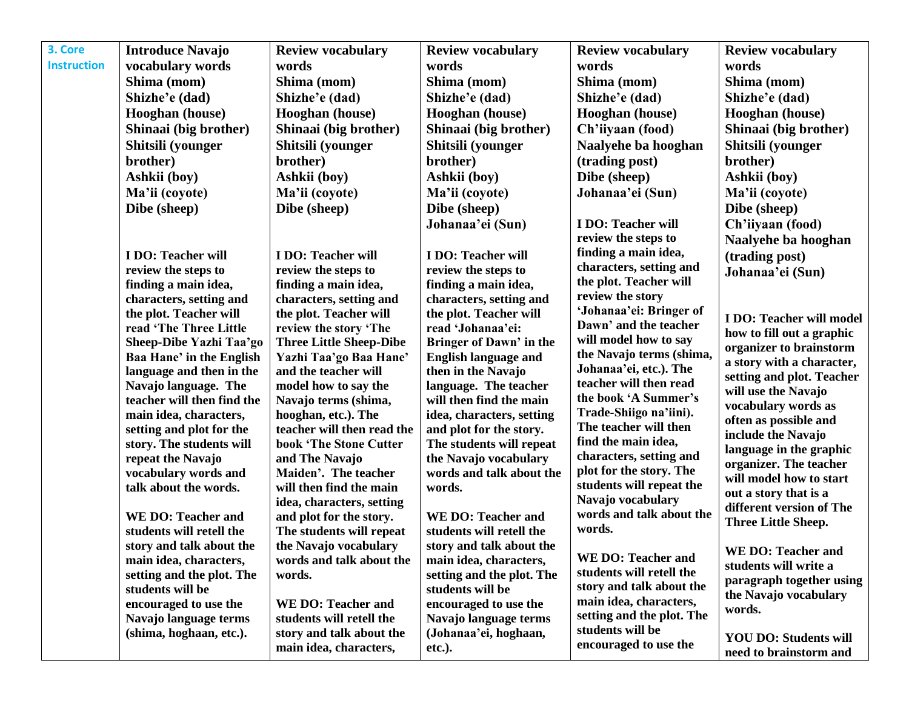| 3. Core Instruction | **Introduce Navajo vocabulary words**<br>**Shima (mom)**<br>**Shizhe'e (dad)**<br>**Hooghan (house)**<br>**Shinaai (big brother)**<br>**Shitsili (younger brother)**<br>**Ashkii (boy)**<br>**Ma'ii (coyote)**<br>**Dibe (sheep)**<br><br>**I DO: Teacher will review the steps to finding a main idea, characters, setting and the plot. Teacher will read 'The Three Little Sheep-Dibe Yazhi Taa'go Baa Hane' in the English language and then in the Navajo language. The teacher will then find the main idea, characters, setting and plot for the story. The students will repeat the Navajo vocabulary words and talk about the words.**<br><br>**WE DO: Teacher and students will retell the story and talk about the main idea, characters, setting and the plot. The students will be encouraged to use the Navajo language terms (shima, hoghaan, etc.).** | **Review vocabulary words**<br>**Shima (mom)**<br>**Shizhe'e (dad)**<br>**Hooghan (house)**<br>**Shinaai (big brother)**<br>**Shitsili (younger brother)**<br>**Ashkii (boy)**<br>**Ma'ii (coyote)**<br>**Dibe (sheep)**<br><br>**I DO: Teacher will review the steps to finding a main idea, characters, setting and the plot. Teacher will review the story 'The Three Little Sheep-Dibe Yazhi Taa'go Baa Hane' and the teacher will model how to say the Navajo terms (shima, hooghan, etc.). The teacher will then read the book 'The Stone Cutter and The Navajo Maiden'. The teacher will then find the main idea, characters, setting and plot for the story. The students will repeat the Navajo vocabulary words and talk about the words.**<br><br>**WE DO: Teacher and students will retell the story and talk about the main idea, characters,** | **Review vocabulary words**<br>**Shima (mom)**<br>**Shizhe'e (dad)**<br>**Hooghan (house)**<br>**Shinaai (big brother)**<br>**Shitsili (younger brother)**<br>**Ashkii (boy)**<br>**Ma'ii (coyote)**<br>**Dibe (sheep)**<br>**Johanaa'ei (Sun)**<br><br>**I DO: Teacher will review the steps to finding a main idea, characters, setting and the plot. Teacher will read 'Johanaa'ei: Bringer of Dawn' in the English language and then in the Navajo language. The teacher will then find the main idea, characters, setting and plot for the story. The students will repeat the Navajo vocabulary words and talk about the words.**<br><br>**WE DO: Teacher and students will retell the story and talk about the main idea, characters, setting and the plot. The students will be encouraged to use the Navajo language terms (Johanaa'ei, hoghaan, etc.).** | **Review vocabulary words**<br>**Shima (mom)**<br>**Shizhe'e (dad)**<br>**Hooghan (house)**<br>**Ch'iiyaan (food)**<br>**Naalyehe ba hooghan (trading post)**<br>**Dibe (sheep)**<br>**Johanaa'ei (Sun)**<br><br>**I DO: Teacher will review the steps to finding a main idea, characters, setting and the plot. Teacher will review the story 'Johanaa'ei: Bringer of Dawn' and the teacher will model how to say the Navajo terms (shima, Johanaa'ei, etc.). The teacher will then read the book 'A Summer's Trade-Shiigo na'iini). The teacher will then find the main idea, characters, setting and plot for the story. The students will repeat the Navajo vocabulary words and talk about the words.**<br><br>**WE DO: Teacher and students will retell the story and talk about the main idea, characters, setting and the plot. The students will be encouraged to use the** | **Review vocabulary words**<br>**Shima (mom)**<br>**Shizhe'e (dad)**<br>**Hooghan (house)**<br>**Shinaai (big brother)**<br>**Shitsili (younger brother)**<br>**Ashkii (boy)**<br>**Ma'ii (coyote)**<br>**Dibe (sheep)**<br>**Ch'iiyaan (food)**<br>**Naalyehe ba hooghan (trading post)**<br>**Johanaa'ei (Sun)**<br><br>**I DO: Teacher will model how to fill out a graphic organizer to brainstorm a story with a character, setting and plot. Teacher will use the Navajo vocabulary words as often as possible and include the Navajo language in the graphic organizer. The teacher will model how to start out a story that is a different version of The Three Little Sheep.**<br><br>**WE DO: Teacher and students will write a paragraph together using the Navajo vocabulary words.**<br><br>**YOU DO: Students will need to brainstorm and** |
|---|---|---|---|---|---|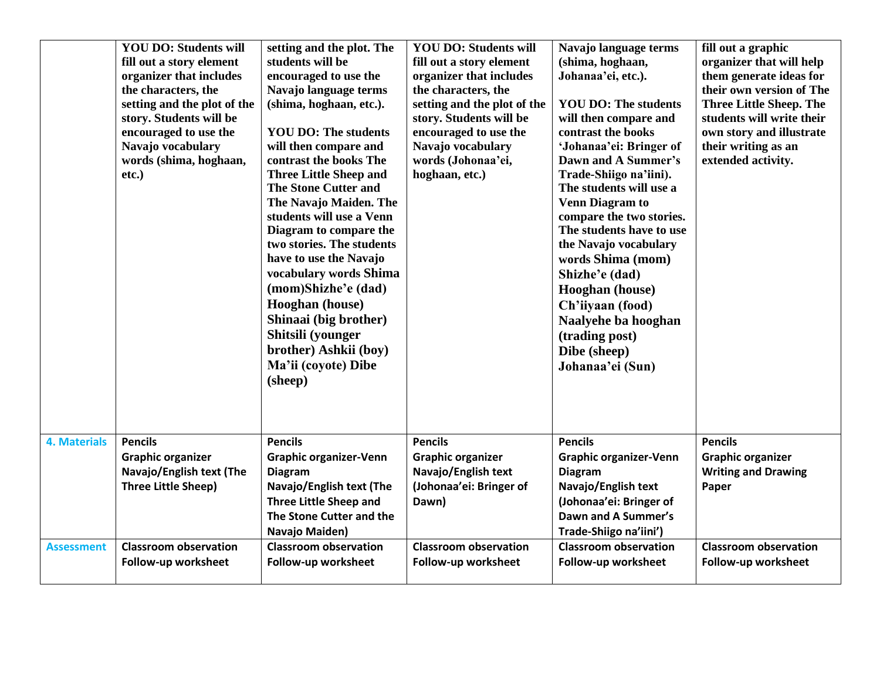| | | | | | |
|---|---|---|---|---|---|
| | **YOU DO: Students will fill out a story element organizer that includes the characters, the setting and the plot of the story. Students will be encouraged to use the Navajo vocabulary words (shima, hoghaan, etc.)** | **setting and the plot. The students will be encouraged to use the Navajo language terms (shima, hoghaan, etc.).**<br><br>**YOU DO: The students will then compare and contrast the books The Three Little Sheep and The Stone Cutter and The Navajo Maiden. The students will use a Venn Diagram to compare the two stories. The students have to use the Navajo vocabulary words Shima (mom)Shizhe'e (dad) Hooghan (house) Shinaai (big brother) Shitsili (younger brother) Ashkii (boy) Ma'ii (coyote) Dibe (sheep)** | **YOU DO: Students will fill out a story element organizer that includes the characters, the setting and the plot of the story. Students will be encouraged to use the Navajo vocabulary words (Johonaa'ei, hoghaan, etc.)** | **Navajo language terms (shima, hoghaan, Johanaa'ei, etc.).**<br><br>**YOU DO: The students will then compare and contrast the books 'Johanaa'ei: Bringer of Dawn and A Summer's Trade-Shiigo na'iini). The students will use a Venn Diagram to compare the two stories. The students have to use the Navajo vocabulary words Shima (mom) Shizhe'e (dad) Hooghan (house) Ch'iiyaan (food) Naalyehe ba hooghan (trading post) Dibe (sheep) Johanaa'ei (Sun)** | **fill out a graphic organizer that will help them generate ideas for their own version of The Three Little Sheep. The students will write their own story and illustrate their writing as an extended activity.** |
| **4. Materials** | **Pencils**<br>**Graphic organizer**<br>**Navajo/English text (The Three Little Sheep)** | **Pencils**<br>**Graphic organizer-Venn Diagram**<br>**Navajo/English text (The Three Little Sheep and The Stone Cutter and the Navajo Maiden)** | **Pencils**<br>**Graphic organizer**<br>**Navajo/English text (Johonaa'ei: Bringer of Dawn)** | **Pencils**<br>**Graphic organizer-Venn Diagram**<br>**Navajo/English text (Johonaa'ei: Bringer of Dawn and A Summer's Trade-Shiigo na'iini')** | **Pencils**<br>**Graphic organizer**<br>**Writing and Drawing Paper** |
| **Assessment** | **Classroom observation**<br>**Follow-up worksheet** | **Classroom observation**<br>**Follow-up worksheet** | **Classroom observation**<br>**Follow-up worksheet** | **Classroom observation**<br>**Follow-up worksheet** | **Classroom observation**<br>**Follow-up worksheet** |